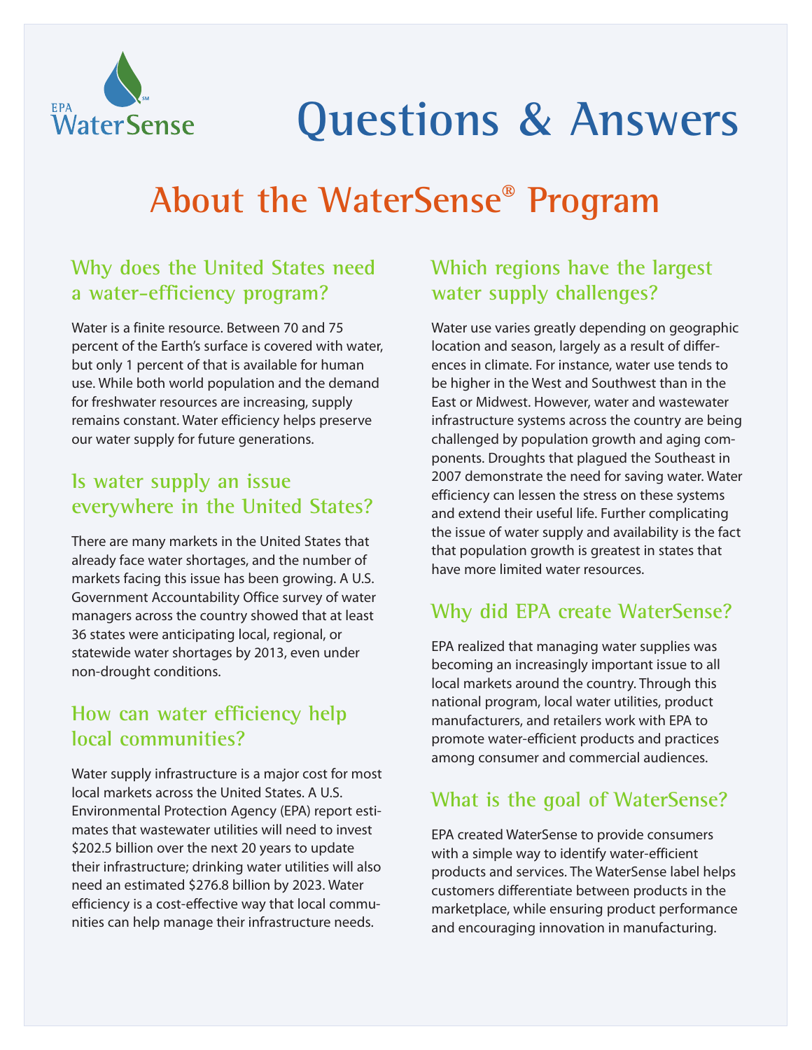EPA WaterSense[SM]

# Questions & Answers

# About the WaterSense® Program

## Why does the United States need a water-efficiency program?

Water is a finite resource. Between 70 and 75 percent of the Earth's surface is covered with water, but only 1 percent of that is available for human use. While both world population and the demand for freshwater resources are increasing, supply remains constant. Water efficiency helps preserve our water supply for future generations.

## Is water supply an issue everywhere in the United States?

There are many markets in the United States that already face water shortages, and the number of markets facing this issue has been growing. A U.S. Government Accountability Office survey of water managers across the country showed that at least 36 states were anticipating local, regional, or statewide water shortages by 2013, even under non-drought conditions.

## How can water efficiency help local communities?

Water supply infrastructure is a major cost for most local markets across the United States. A U.S. Environmental Protection Agency (EPA) report estimates that wastewater utilities will need to invest $202.5 billion over the next 20 years to update their infrastructure; drinking water utilities will also need an estimated $276.8 billion by 2023. Water efficiency is a cost-effective way that local communities can help manage their infrastructure needs.

## Which regions have the largest water supply challenges?

Water use varies greatly depending on geographic location and season, largely as a result of differences in climate. For instance, water use tends to be higher in the West and Southwest than in the East or Midwest. However, water and wastewater infrastructure systems across the country are being challenged by population growth and aging components. Droughts that plagued the Southeast in 2007 demonstrate the need for saving water. Water efficiency can lessen the stress on these systems and extend their useful life. Further complicating the issue of water supply and availability is the fact that population growth is greatest in states that have more limited water resources.

## Why did EPA create WaterSense?

EPA realized that managing water supplies was becoming an increasingly important issue to all local markets around the country. Through this national program, local water utilities, product manufacturers, and retailers work with EPA to promote water-efficient products and practices among consumer and commercial audiences.

## What is the goal of WaterSense?

EPA created WaterSense to provide consumers with a simple way to identify water-efficient products and services. The WaterSense label helps customers differentiate between products in the marketplace, while ensuring product performance and encouraging innovation in manufacturing.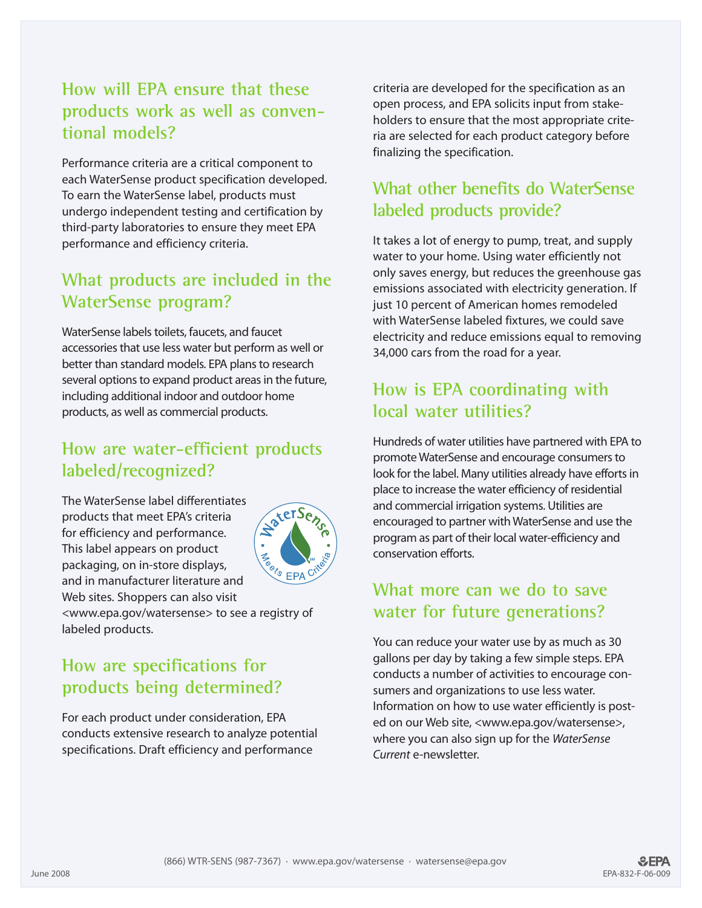## How will EPA ensure that these products work as well as conventional models?

Performance criteria are a critical component to each WaterSense product specification developed. To earn the WaterSense label, products must undergo independent testing and certification by third-party laboratories to ensure they meet EPA performance and efficiency criteria.

## What products are included in the WaterSense program?

WaterSense labels toilets, faucets, and faucet accessories that use less water but perform as well or better than standard models. EPA plans to research several options to expand product areas in the future, including additional indoor and outdoor home products, as well as commercial products.

## How are water-efficient products labeled/recognized?

The WaterSense label differentiates products that meet EPA's criteria for efficiency and performance. This label appears on product packaging, on in-store displays, and in manufacturer literature and Web sites. Shoppers can also visit <www.epa.gov/watersense> to see a registry of labeled products.

## How are specifications for products being determined?

For each product under consideration, EPA conducts extensive research to analyze potential specifications. Draft efficiency and performance criteria are developed for the specification as an open process, and EPA solicits input from stakeholders to ensure that the most appropriate criteria are selected for each product category before finalizing the specification.

## What other benefits do WaterSense labeled products provide?

It takes a lot of energy to pump, treat, and supply water to your home. Using water efficiently not only saves energy, but reduces the greenhouse gas emissions associated with electricity generation. If just 10 percent of American homes remodeled with WaterSense labeled fixtures, we could save electricity and reduce emissions equal to removing 34,000 cars from the road for a year.

## How is EPA coordinating with local water utilities?

Hundreds of water utilities have partnered with EPA to promote WaterSense and encourage consumers to look for the label. Many utilities already have efforts in place to increase the water efficiency of residential and commercial irrigation systems. Utilities are encouraged to partner with WaterSense and use the program as part of their local water-efficiency and conservation efforts.

## What more can we do to save water for future generations?

You can reduce your water use by as much as 30 gallons per day by taking a few simple steps. EPA conducts a number of activities to encourage consumers and organizations to use less water. Information on how to use water efficiently is posted on our Web site, <www.epa.gov/watersense>, where you can also sign up for the *WaterSense Current* e-newsletter.

(866) WTR-SENS (987-7367) · www.epa.gov/watersense · watersense@epa.gov

June 2008

EPA-832-F-06-009